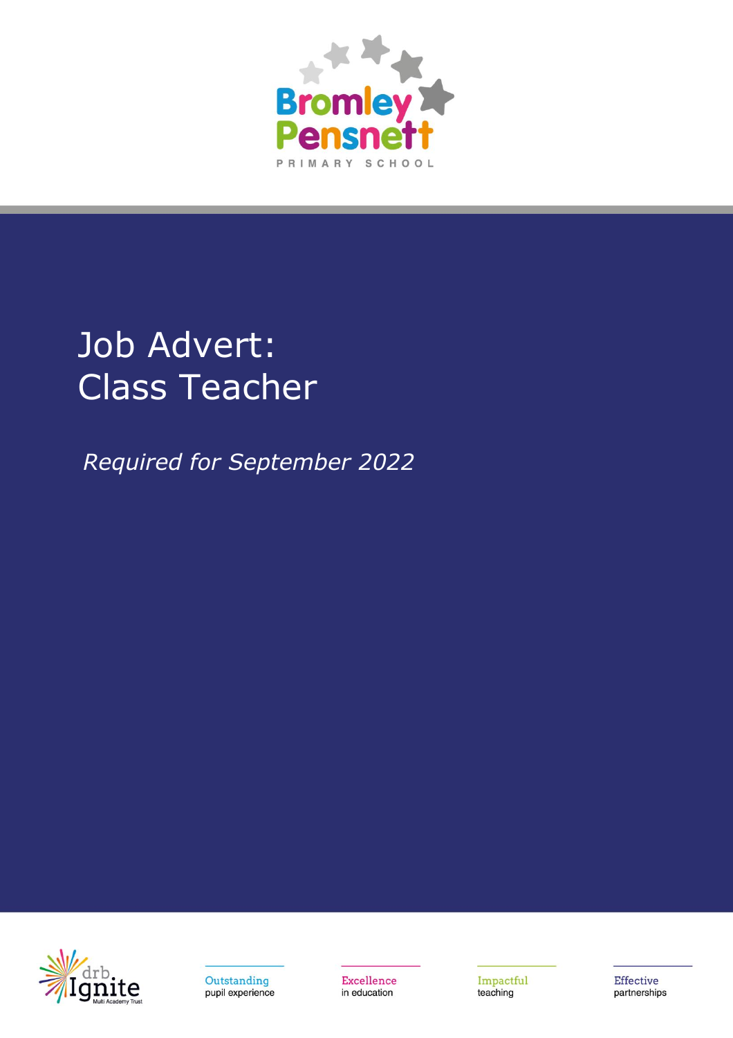Bromley Pensnett

PRIMARY SCHOOL

# Job Advert:
# Class Teacher

*Required for September 2022*

drb Ignite Multi Academy Trust

Outstanding pupil experience

Excellence in education

Impactful teaching

Effective partnerships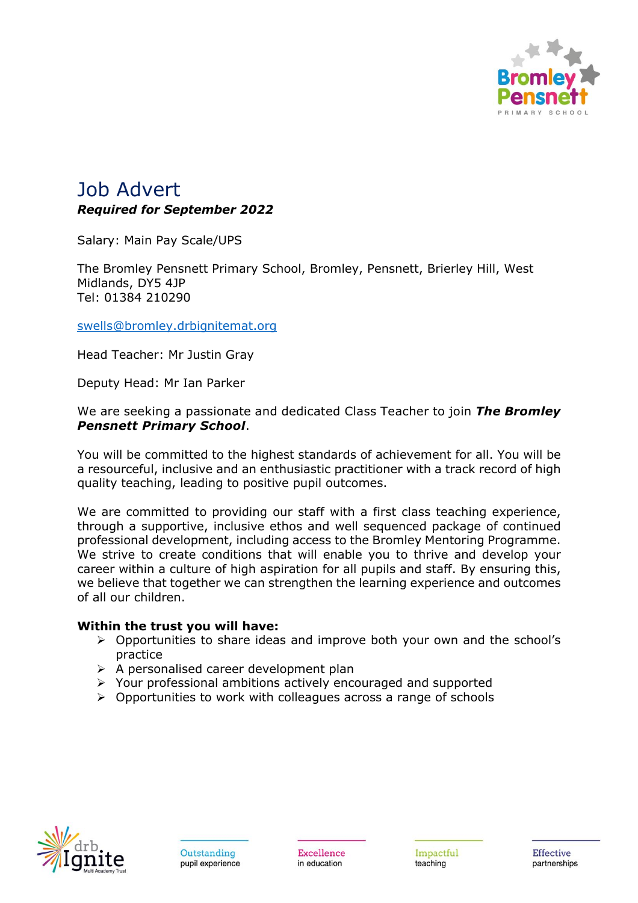# Job Advert

***Required for September 2022***

Salary: Main Pay Scale/UPS

The Bromley Pensnett Primary School, Bromley, Pensnett, Brierley Hill, West Midlands, DY5 4JP
Tel: 01384 210290

swells@bromley.drbignitemat.org

Head Teacher: Mr Justin Gray

Deputy Head: Mr Ian Parker

We are seeking a passionate and dedicated Class Teacher to join ***The Bromley Pensnett Primary School***.

You will be committed to the highest standards of achievement for all. You will be a resourceful, inclusive and an enthusiastic practitioner with a track record of high quality teaching, leading to positive pupil outcomes.

We are committed to providing our staff with a first class teaching experience, through a supportive, inclusive ethos and well sequenced package of continued professional development, including access to the Bromley Mentoring Programme. We strive to create conditions that will enable you to thrive and develop your career within a culture of high aspiration for all pupils and staff. By ensuring this, we believe that together we can strengthen the learning experience and outcomes of all our children.

**Within the trust you will have:**

- Opportunities to share ideas and improve both your own and the school's practice
- A personalised career development plan
- Your professional ambitions actively encouraged and supported
- Opportunities to work with colleagues across a range of schools

Outstanding pupil experience | Excellence in education | Impactful teaching | Effective partnerships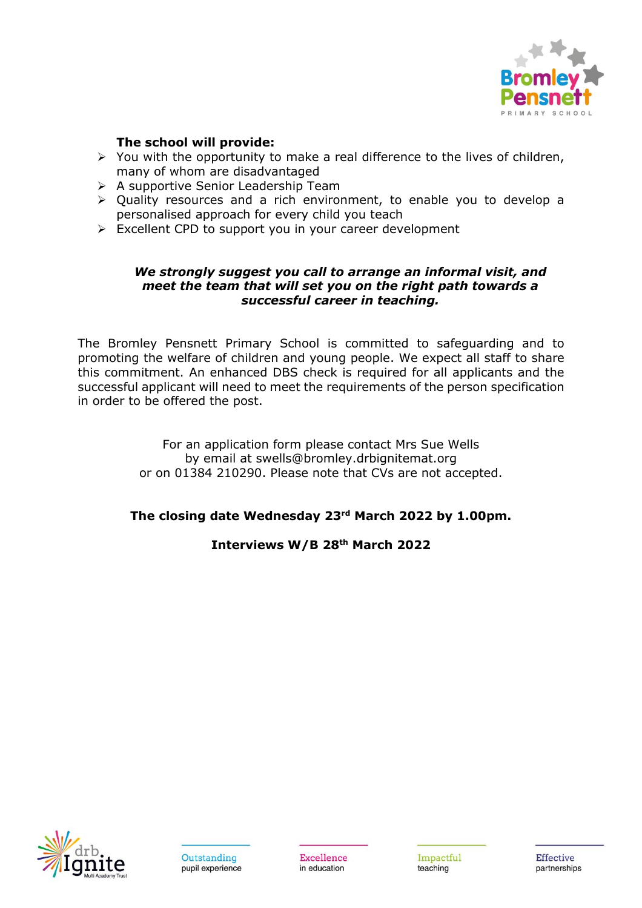**The school will provide:**

- You with the opportunity to make a real difference to the lives of children, many of whom are disadvantaged
- A supportive Senior Leadership Team
- Quality resources and a rich environment, to enable you to develop a personalised approach for every child you teach
- Excellent CPD to support you in your career development

***We strongly suggest you call to arrange an informal visit, and meet the team that will set you on the right path towards a successful career in teaching.***

The Bromley Pensnett Primary School is committed to safeguarding and to promoting the welfare of children and young people. We expect all staff to share this commitment. An enhanced DBS check is required for all applicants and the successful applicant will need to meet the requirements of the person specification in order to be offered the post.

For an application form please contact Mrs Sue Wells by email at swells@bromley.drbignitemat.org or on 01384 210290. Please note that CVs are not accepted.

**The closing date Wednesday 23rd March 2022 by 1.00pm.**

**Interviews W/B 28th March 2022**

Outstanding pupil experience

Excellence in education

Impactful teaching

Effective partnerships